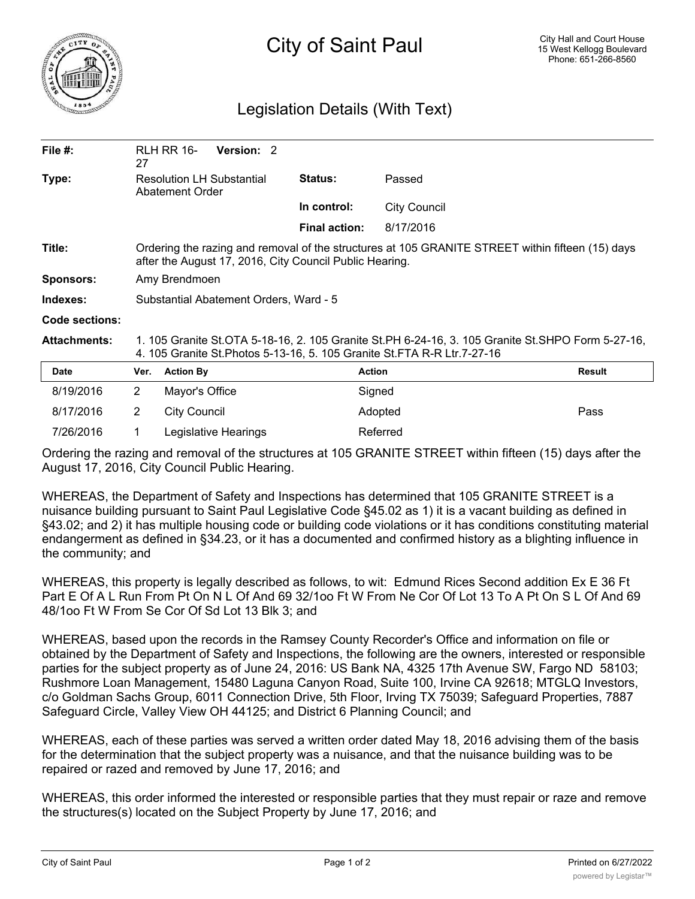# City of Saint Paul

City Hall and Court House
15 West Kellogg Boulevard
Phone: 651-266-8560

## Legislation Details (With Text)

| | | | |
|---|---|---|---|
| **File #:** | RLH RR 16-27 **Version:** 2 | | |
| **Type:** | Resolution LH Substantial Abatement Order | **Status:** | Passed |
| | | **In control:** | City Council |
| | | **Final action:** | 8/17/2016 |
| **Title:** | Ordering the razing and removal of the structures at 105 GRANITE STREET within fifteen (15) days after the August 17, 2016, City Council Public Hearing. | | |
| **Sponsors:** | Amy Brendmoen | | |
| **Indexes:** | Substantial Abatement Orders, Ward - 5 | | |
| **Code sections:** | | | |
| **Attachments:** | 1. 105 Granite St.OTA 5-18-16, 2. 105 Granite St.PH 6-24-16, 3. 105 Granite St.SHPO Form 5-27-16, 4. 105 Granite St.Photos 5-13-16, 5. 105 Granite St.FTA R-R Ltr.7-27-16 | | |

| Date | Ver. | Action By | Action | Result |
|---|---|---|---|---|
| 8/19/2016 | 2 | Mayor's Office | Signed | |
| 8/17/2016 | 2 | City Council | Adopted | Pass |
| 7/26/2016 | 1 | Legislative Hearings | Referred | |

Ordering the razing and removal of the structures at 105 GRANITE STREET within fifteen (15) days after the August 17, 2016, City Council Public Hearing.

WHEREAS, the Department of Safety and Inspections has determined that 105 GRANITE STREET is a nuisance building pursuant to Saint Paul Legislative Code §45.02 as 1) it is a vacant building as defined in §43.02; and 2) it has multiple housing code or building code violations or it has conditions constituting material endangerment as defined in §34.23, or it has a documented and confirmed history as a blighting influence in the community; and

WHEREAS, this property is legally described as follows, to wit: Edmund Rices Second addition Ex E 36 Ft Part E Of A L Run From Pt On N L Of And 69 32/1oo Ft W From Ne Cor Of Lot 13 To A Pt On S L Of And 69 48/1oo Ft W From Se Cor Of Sd Lot 13 Blk 3; and

WHEREAS, based upon the records in the Ramsey County Recorder's Office and information on file or obtained by the Department of Safety and Inspections, the following are the owners, interested or responsible parties for the subject property as of June 24, 2016: US Bank NA, 4325 17th Avenue SW, Fargo ND 58103; Rushmore Loan Management, 15480 Laguna Canyon Road, Suite 100, Irvine CA 92618; MTGLQ Investors, c/o Goldman Sachs Group, 6011 Connection Drive, 5th Floor, Irving TX 75039; Safeguard Properties, 7887 Safeguard Circle, Valley View OH 44125; and District 6 Planning Council; and

WHEREAS, each of these parties was served a written order dated May 18, 2016 advising them of the basis for the determination that the subject property was a nuisance, and that the nuisance building was to be repaired or razed and removed by June 17, 2016; and

WHEREAS, this order informed the interested or responsible parties that they must repair or raze and remove the structures(s) located on the Subject Property by June 17, 2016; and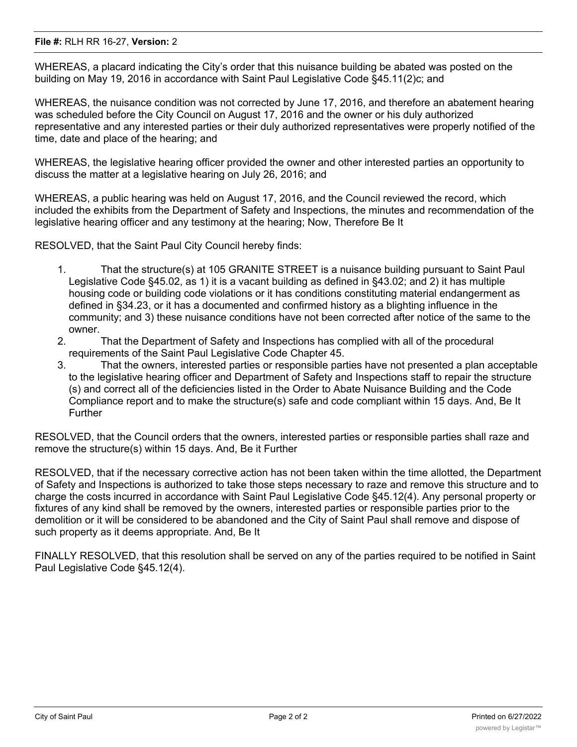WHEREAS, a placard indicating the City's order that this nuisance building be abated was posted on the building on May 19, 2016 in accordance with Saint Paul Legislative Code §45.11(2)c; and

WHEREAS, the nuisance condition was not corrected by June 17, 2016, and therefore an abatement hearing was scheduled before the City Council on August 17, 2016 and the owner or his duly authorized representative and any interested parties or their duly authorized representatives were properly notified of the time, date and place of the hearing; and

WHEREAS, the legislative hearing officer provided the owner and other interested parties an opportunity to discuss the matter at a legislative hearing on July 26, 2016; and

WHEREAS, a public hearing was held on August 17, 2016, and the Council reviewed the record, which included the exhibits from the Department of Safety and Inspections, the minutes and recommendation of the legislative hearing officer and any testimony at the hearing; Now, Therefore Be It

RESOLVED, that the Saint Paul City Council hereby finds:

1. That the structure(s) at 105 GRANITE STREET is a nuisance building pursuant to Saint Paul Legislative Code §45.02, as 1) it is a vacant building as defined in §43.02; and 2) it has multiple housing code or building code violations or it has conditions constituting material endangerment as defined in §34.23, or it has a documented and confirmed history as a blighting influence in the community; and 3) these nuisance conditions have not been corrected after notice of the same to the owner.
2. That the Department of Safety and Inspections has complied with all of the procedural requirements of the Saint Paul Legislative Code Chapter 45.
3. That the owners, interested parties or responsible parties have not presented a plan acceptable to the legislative hearing officer and Department of Safety and Inspections staff to repair the structure (s) and correct all of the deficiencies listed in the Order to Abate Nuisance Building and the Code Compliance report and to make the structure(s) safe and code compliant within 15 days. And, Be It Further

RESOLVED, that the Council orders that the owners, interested parties or responsible parties shall raze and remove the structure(s) within 15 days. And, Be it Further

RESOLVED, that if the necessary corrective action has not been taken within the time allotted, the Department of Safety and Inspections is authorized to take those steps necessary to raze and remove this structure and to charge the costs incurred in accordance with Saint Paul Legislative Code §45.12(4). Any personal property or fixtures of any kind shall be removed by the owners, interested parties or responsible parties prior to the demolition or it will be considered to be abandoned and the City of Saint Paul shall remove and dispose of such property as it deems appropriate. And, Be It

FINALLY RESOLVED, that this resolution shall be served on any of the parties required to be notified in Saint Paul Legislative Code §45.12(4).